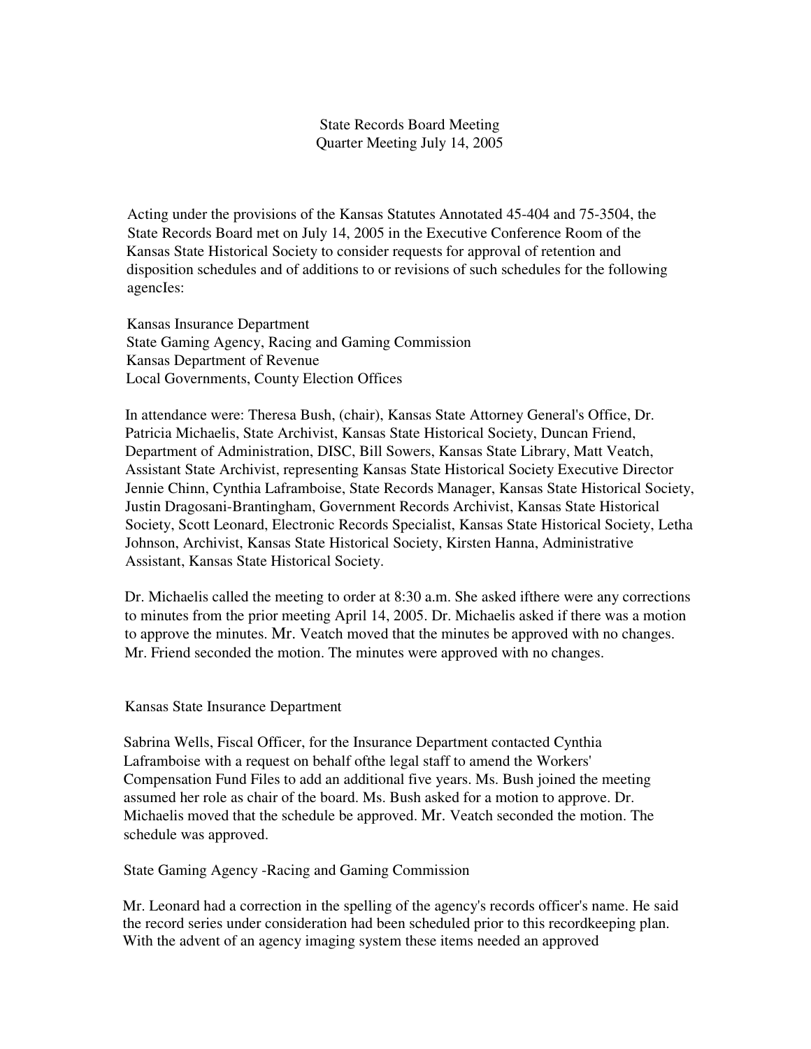# State Records Board Meeting
## Quarter Meeting July 14, 2005

Acting under the provisions of the Kansas Statutes Annotated 45-404 and 75-3504, the State Records Board met on July 14, 2005 in the Executive Conference Room of the Kansas State Historical Society to consider requests for approval of retention and disposition schedules and of additions to or revisions of such schedules for the following agencIes:

Kansas Insurance Department
State Gaming Agency, Racing and Gaming Commission
Kansas Department of Revenue
Local Governments, County Election Offices

In attendance were: Theresa Bush, (chair), Kansas State Attorney General's Office, Dr. Patricia Michaelis, State Archivist, Kansas State Historical Society, Duncan Friend, Department of Administration, DISC, Bill Sowers, Kansas State Library, Matt Veatch, Assistant State Archivist, representing Kansas State Historical Society Executive Director Jennie Chinn, Cynthia Laframboise, State Records Manager, Kansas State Historical Society, Justin Dragosani-Brantingham, Government Records Archivist, Kansas State Historical Society, Scott Leonard, Electronic Records Specialist, Kansas State Historical Society, Letha Johnson, Archivist, Kansas State Historical Society, Kirsten Hanna, Administrative Assistant, Kansas State Historical Society.

Dr. Michaelis called the meeting to order at 8:30 a.m. She asked ifthere were any corrections to minutes from the prior meeting April 14, 2005. Dr. Michaelis asked if there was a motion to approve the minutes. Mr. Veatch moved that the minutes be approved with no changes. Mr. Friend seconded the motion. The minutes were approved with no changes.

### Kansas State Insurance Department

Sabrina Wells, Fiscal Officer, for the Insurance Department contacted Cynthia Laframboise with a request on behalf ofthe legal staff to amend the Workers' Compensation Fund Files to add an additional five years. Ms. Bush joined the meeting assumed her role as chair of the board. Ms. Bush asked for a motion to approve. Dr. Michaelis moved that the schedule be approved. Mr. Veatch seconded the motion. The schedule was approved.

### State Gaming Agency -Racing and Gaming Commission

Mr. Leonard had a correction in the spelling of the agency's records officer's name. He said the record series under consideration had been scheduled prior to this recordkeeping plan. With the advent of an agency imaging system these items needed an approved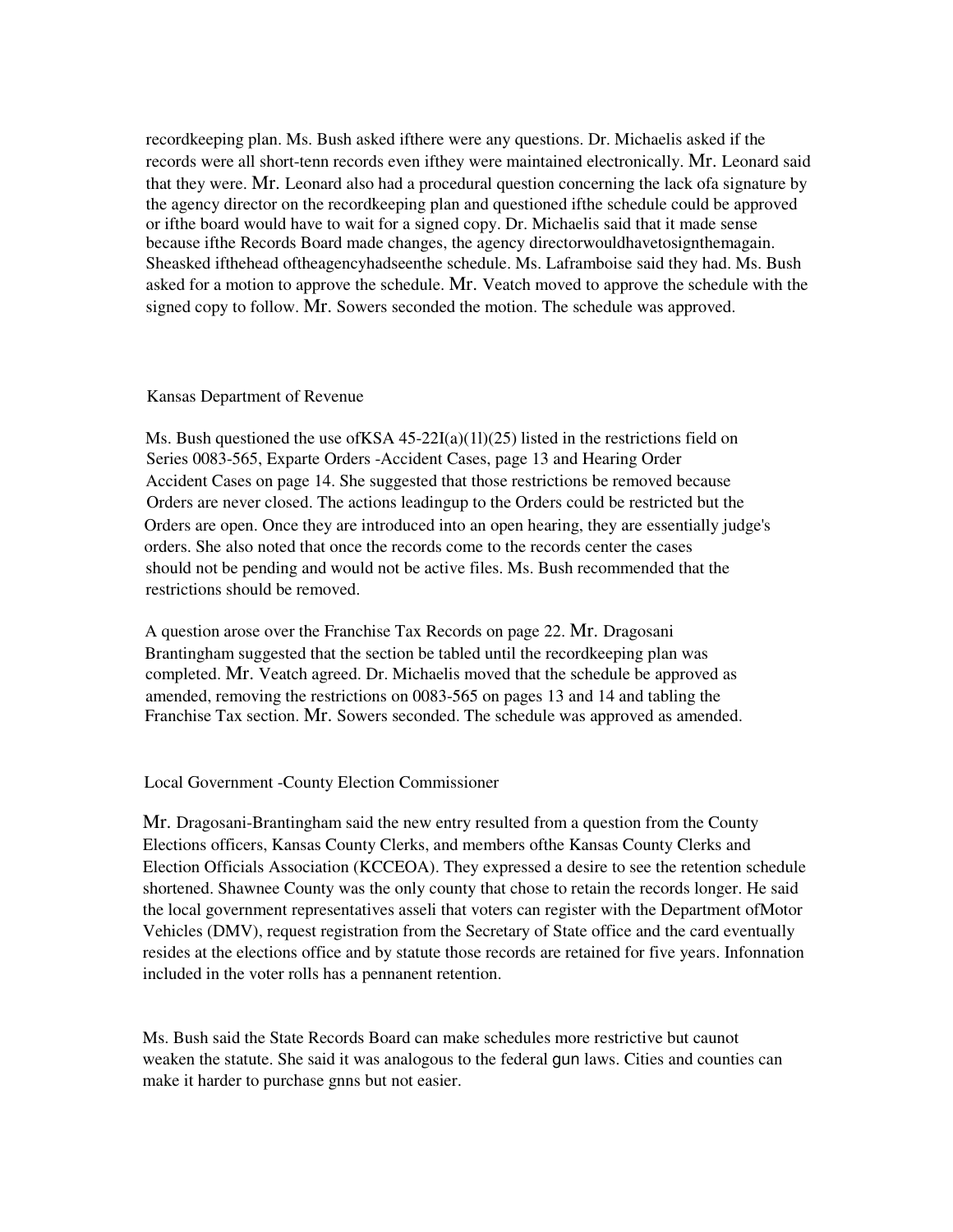recordkeeping plan. Ms. Bush asked ifthere were any questions. Dr. Michaelis asked if the records were all short-tenn records even ifthey were maintained electronically. Mr. Leonard said that they were. Mr. Leonard also had a procedural question concerning the lack ofa signature by the agency director on the recordkeeping plan and questioned ifthe schedule could be approved or ifthe board would have to wait for a signed copy. Dr. Michaelis said that it made sense because ifthe Records Board made changes, the agency directorwouldhavetosignthemagain. Sheasked ifthehead oftheagencyhadseenthe schedule. Ms. Laframboise said they had. Ms. Bush asked for a motion to approve the schedule. Mr. Veatch moved to approve the schedule with the signed copy to follow. Mr. Sowers seconded the motion. The schedule was approved.

Kansas Department of Revenue

Ms. Bush questioned the use ofKSA 45-22I(a)(1l)(25) listed in the restrictions field on Series 0083-565, Exparte Orders -Accident Cases, page 13 and Hearing Order Accident Cases on page 14. She suggested that those restrictions be removed because Orders are never closed. The actions leadingup to the Orders could be restricted but the Orders are open. Once they are introduced into an open hearing, they are essentially judge's orders. She also noted that once the records come to the records center the cases should not be pending and would not be active files. Ms. Bush recommended that the restrictions should be removed.

A question arose over the Franchise Tax Records on page 22. Mr. Dragosani Brantingham suggested that the section be tabled until the recordkeeping plan was completed. Mr. Veatch agreed. Dr. Michaelis moved that the schedule be approved as amended, removing the restrictions on 0083-565 on pages 13 and 14 and tabling the Franchise Tax section. Mr. Sowers seconded. The schedule was approved as amended.

Local Government -County Election Commissioner

Mr. Dragosani-Brantingham said the new entry resulted from a question from the County Elections officers, Kansas County Clerks, and members ofthe Kansas County Clerks and Election Officials Association (KCCEOA). They expressed a desire to see the retention schedule shortened. Shawnee County was the only county that chose to retain the records longer. He said the local government representatives asseli that voters can register with the Department ofMotor Vehicles (DMV), request registration from the Secretary of State office and the card eventually resides at the elections office and by statute those records are retained for five years. Infonnation included in the voter rolls has a pennanent retention.

Ms. Bush said the State Records Board can make schedules more restrictive but caunot weaken the statute. She said it was analogous to the federal gun laws. Cities and counties can make it harder to purchase gnns but not easier.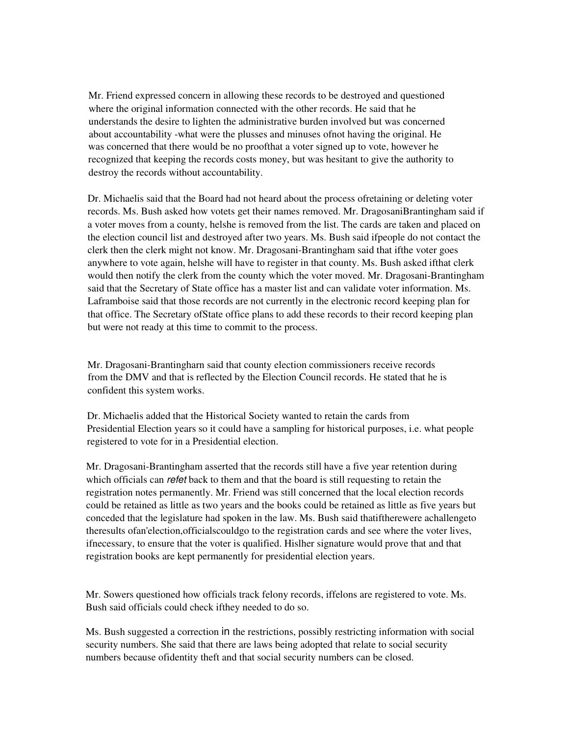Mr. Friend expressed concern in allowing these records to be destroyed and questioned where the original information connected with the other records. He said that he understands the desire to lighten the administrative burden involved but was concerned about accountability -what were the plusses and minuses ofnot having the original. He was concerned that there would be no proofthat a voter signed up to vote, however he recognized that keeping the records costs money, but was hesitant to give the authority to destroy the records without accountability.

Dr. Michaelis said that the Board had not heard about the process ofretaining or deleting voter records. Ms. Bush asked how votets get their names removed. Mr. DragosaniBrantingham said if a voter moves from a county, helshe is removed from the list. The cards are taken and placed on the election council list and destroyed after two years. Ms. Bush said ifpeople do not contact the clerk then the clerk might not know. Mr. Dragosani-Brantingham said that ifthe voter goes anywhere to vote again, helshe will have to register in that county. Ms. Bush asked ifthat clerk would then notify the clerk from the county which the voter moved. Mr. Dragosani-Brantingham said that the Secretary of State office has a master list and can validate voter information. Ms. Laframboise said that those records are not currently in the electronic record keeping plan for that office. The Secretary ofState office plans to add these records to their record keeping plan but were not ready at this time to commit to the process.

Mr. Dragosani-Brantingharn said that county election commissioners receive records from the DMV and that is reflected by the Election Council records. He stated that he is confident this system works.

Dr. Michaelis added that the Historical Society wanted to retain the cards from Presidential Election years so it could have a sampling for historical purposes, i.e. what people registered to vote for in a Presidential election.

Mr. Dragosani-Brantingham asserted that the records still have a five year retention during which officials can *refet* back to them and that the board is still requesting to retain the registration notes permanently. Mr. Friend was still concerned that the local election records could be retained as little as two years and the books could be retained as little as five years but conceded that the legislature had spoken in the law. Ms. Bush said thatiftherewere achallengeto theresults ofan'election,officialscouldgo to the registration cards and see where the voter lives, ifnecessary, to ensure that the voter is qualified. Hislher signature would prove that and that registration books are kept permanently for presidential election years.

Mr. Sowers questioned how officials track felony records, iffelons are registered to vote. Ms. Bush said officials could check ifthey needed to do so.

Ms. Bush suggested a correction in the restrictions, possibly restricting information with social security numbers. She said that there are laws being adopted that relate to social security numbers because ofidentity theft and that social security numbers can be closed.